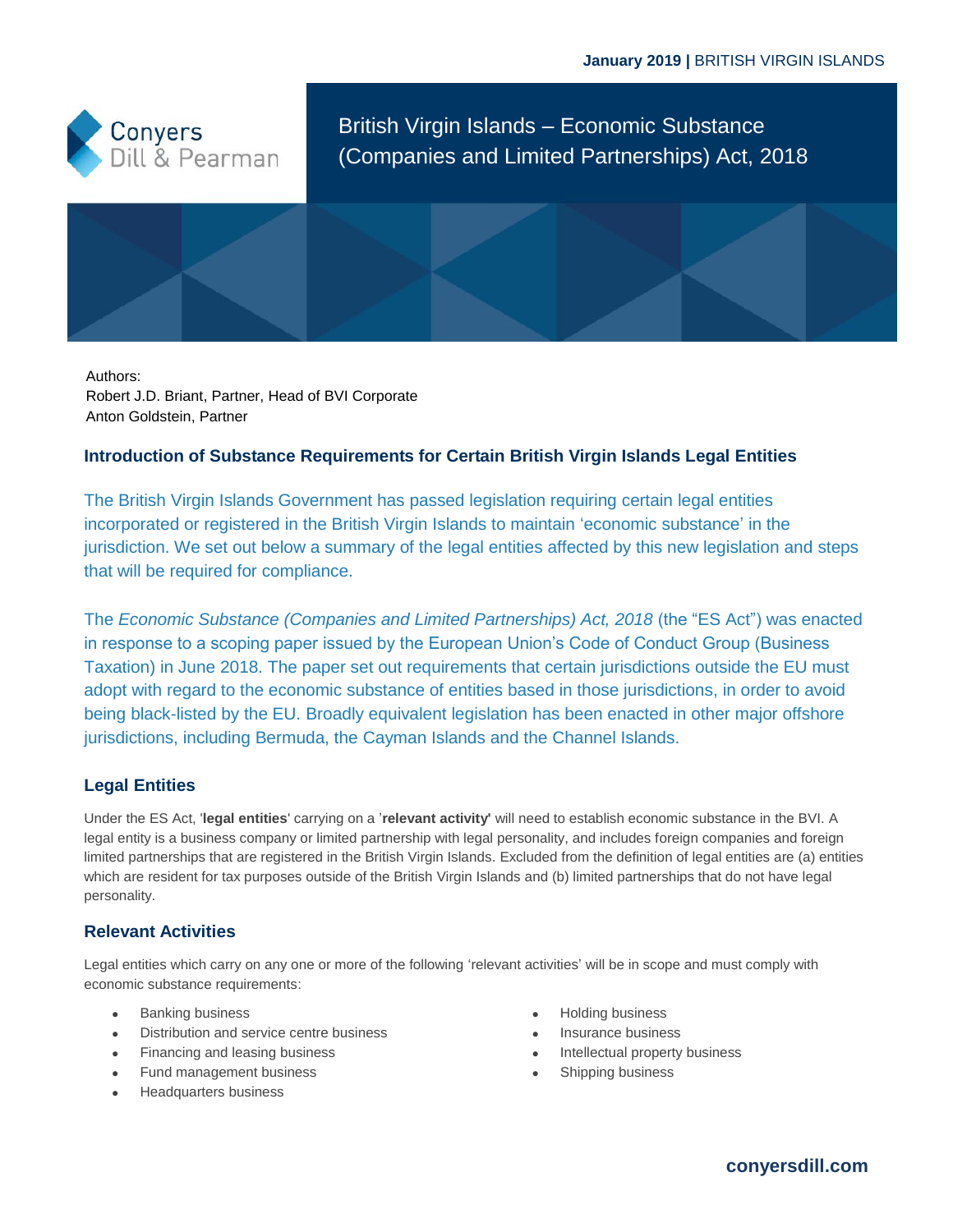January 2019 | BRITISH VIRGIN ISLANDS

# British Virgin Islands – Economic Substance (Companies and Limited Partnerships) Act, 2018

Authors:
Robert J.D. Briant, Partner, Head of BVI Corporate
Anton Goldstein, Partner

## Introduction of Substance Requirements for Certain British Virgin Islands Legal Entities

The British Virgin Islands Government has passed legislation requiring certain legal entities incorporated or registered in the British Virgin Islands to maintain 'economic substance' in the jurisdiction. We set out below a summary of the legal entities affected by this new legislation and steps that will be required for compliance.

The *Economic Substance (Companies and Limited Partnerships) Act, 2018* (the "ES Act") was enacted in response to a scoping paper issued by the European Union's Code of Conduct Group (Business Taxation) in June 2018. The paper set out requirements that certain jurisdictions outside the EU must adopt with regard to the economic substance of entities based in those jurisdictions, in order to avoid being black-listed by the EU. Broadly equivalent legislation has been enacted in other major offshore jurisdictions, including Bermuda, the Cayman Islands and the Channel Islands.

## Legal Entities

Under the ES Act, '**legal entities**' carrying on a '**relevant activity'** will need to establish economic substance in the BVI. A legal entity is a business company or limited partnership with legal personality, and includes foreign companies and foreign limited partnerships that are registered in the British Virgin Islands. Excluded from the definition of legal entities are (a) entities which are resident for tax purposes outside of the British Virgin Islands and (b) limited partnerships that do not have legal personality.

## Relevant Activities

Legal entities which carry on any one or more of the following 'relevant activities' will be in scope and must comply with economic substance requirements:

- Banking business
- Distribution and service centre business
- Financing and leasing business
- Fund management business
- Headquarters business
- Holding business
- Insurance business
- Intellectual property business
- Shipping business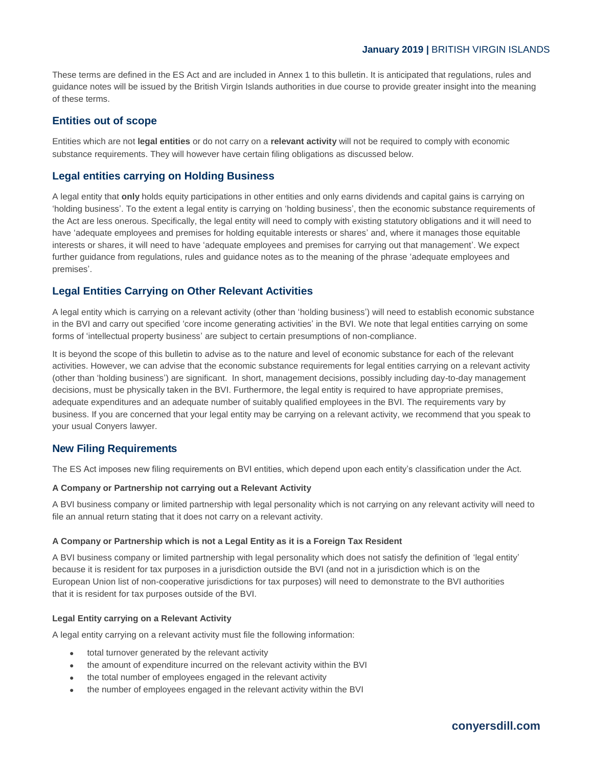These terms are defined in the ES Act and are included in Annex 1 to this bulletin. It is anticipated that regulations, rules and guidance notes will be issued by the British Virgin Islands authorities in due course to provide greater insight into the meaning of these terms.

## Entities out of scope

Entities which are not **legal entities** or do not carry on a **relevant activity** will not be required to comply with economic substance requirements. They will however have certain filing obligations as discussed below.

## Legal entities carrying on Holding Business

A legal entity that **only** holds equity participations in other entities and only earns dividends and capital gains is carrying on 'holding business'. To the extent a legal entity is carrying on 'holding business', then the economic substance requirements of the Act are less onerous. Specifically, the legal entity will need to comply with existing statutory obligations and it will need to have 'adequate employees and premises for holding equitable interests or shares' and, where it manages those equitable interests or shares, it will need to have 'adequate employees and premises for carrying out that management'. We expect further guidance from regulations, rules and guidance notes as to the meaning of the phrase 'adequate employees and premises'.

## Legal Entities Carrying on Other Relevant Activities

A legal entity which is carrying on a relevant activity (other than 'holding business') will need to establish economic substance in the BVI and carry out specified 'core income generating activities' in the BVI. We note that legal entities carrying on some forms of 'intellectual property business' are subject to certain presumptions of non-compliance.

It is beyond the scope of this bulletin to advise as to the nature and level of economic substance for each of the relevant activities. However, we can advise that the economic substance requirements for legal entities carrying on a relevant activity (other than 'holding business') are significant. In short, management decisions, possibly including day-to-day management decisions, must be physically taken in the BVI. Furthermore, the legal entity is required to have appropriate premises, adequate expenditures and an adequate number of suitably qualified employees in the BVI. The requirements vary by business. If you are concerned that your legal entity may be carrying on a relevant activity, we recommend that you speak to your usual Conyers lawyer.

## New Filing Requirements

The ES Act imposes new filing requirements on BVI entities, which depend upon each entity's classification under the Act.

#### A Company or Partnership not carrying out a Relevant Activity

A BVI business company or limited partnership with legal personality which is not carrying on any relevant activity will need to file an annual return stating that it does not carry on a relevant activity.

#### A Company or Partnership which is not a Legal Entity as it is a Foreign Tax Resident

A BVI business company or limited partnership with legal personality which does not satisfy the definition of 'legal entity' because it is resident for tax purposes in a jurisdiction outside the BVI (and not in a jurisdiction which is on the European Union list of non-cooperative jurisdictions for tax purposes) will need to demonstrate to the BVI authorities that it is resident for tax purposes outside of the BVI.

#### Legal Entity carrying on a Relevant Activity

A legal entity carrying on a relevant activity must file the following information:

- total turnover generated by the relevant activity
- the amount of expenditure incurred on the relevant activity within the BVI
- the total number of employees engaged in the relevant activity
- the number of employees engaged in the relevant activity within the BVI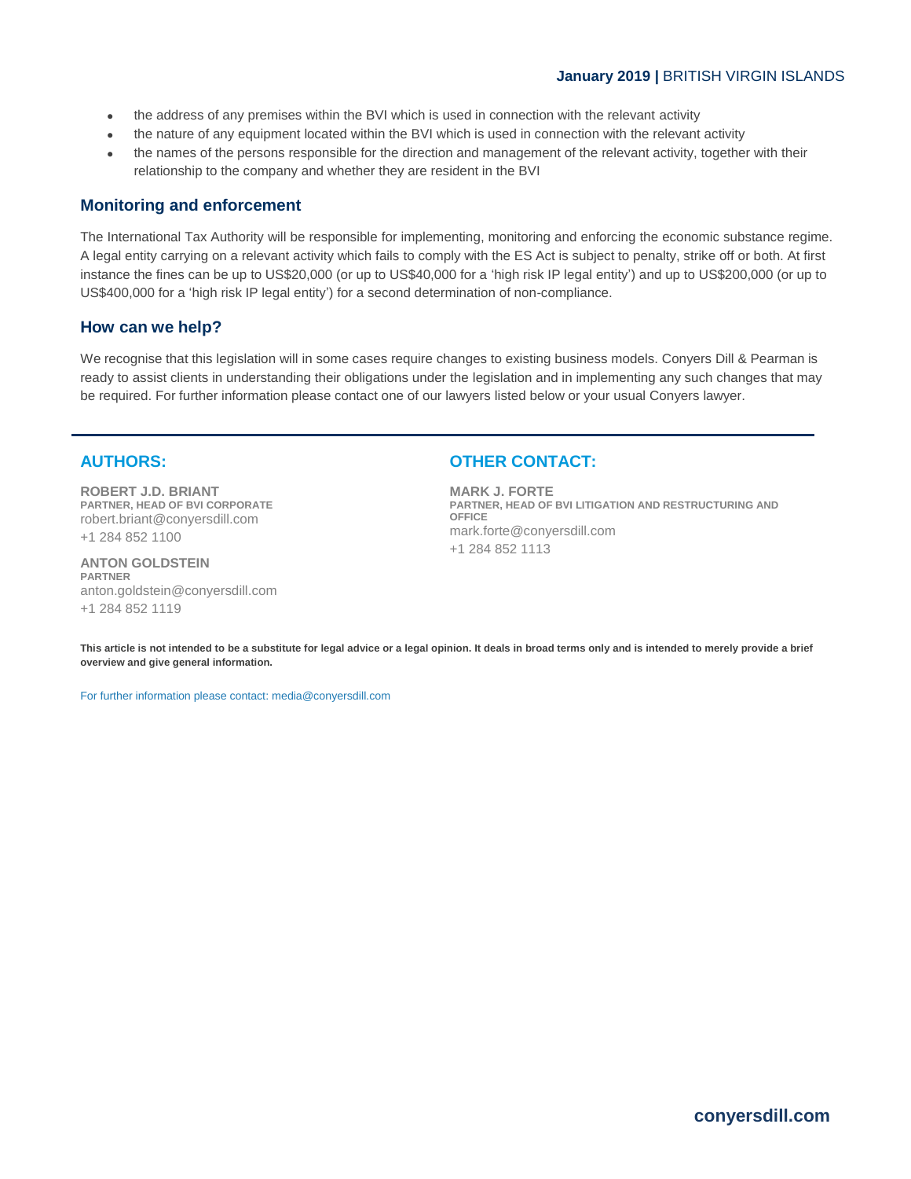- the address of any premises within the BVI which is used in connection with the relevant activity
- the nature of any equipment located within the BVI which is used in connection with the relevant activity
- the names of the persons responsible for the direction and management of the relevant activity, together with their relationship to the company and whether they are resident in the BVI

## Monitoring and enforcement

The International Tax Authority will be responsible for implementing, monitoring and enforcing the economic substance regime. A legal entity carrying on a relevant activity which fails to comply with the ES Act is subject to penalty, strike off or both. At first instance the fines can be up to US$20,000 (or up to US$40,000 for a 'high risk IP legal entity') and up to US$200,000 (or up to US$400,000 for a 'high risk IP legal entity') for a second determination of non-compliance.

## How can we help?

We recognise that this legislation will in some cases require changes to existing business models. Conyers Dill & Pearman is ready to assist clients in understanding their obligations under the legislation and in implementing any such changes that may be required. For further information please contact one of our lawyers listed below or your usual Conyers lawyer.

## AUTHORS:

**ROBERT J.D. BRIANT**
**PARTNER, HEAD OF BVI CORPORATE**
robert.briant@conyersdill.com
+1 284 852 1100

**ANTON GOLDSTEIN**
**PARTNER**
anton.goldstein@conyersdill.com
+1 284 852 1119

## OTHER CONTACT:

**MARK J. FORTE**
**PARTNER, HEAD OF BVI LITIGATION AND RESTRUCTURING AND OFFICE**
mark.forte@conyersdill.com
+1 284 852 1113

**This article is not intended to be a substitute for legal advice or a legal opinion. It deals in broad terms only and is intended to merely provide a brief overview and give general information.**

For further information please contact: media@conyersdill.com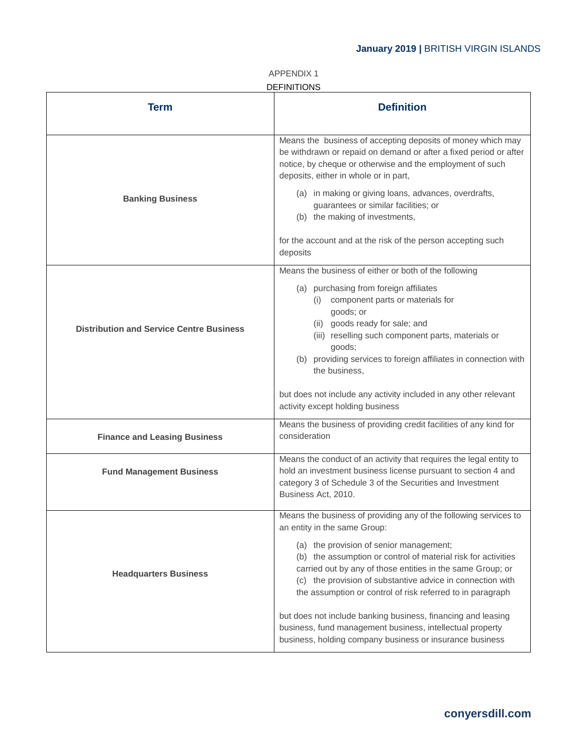APPENDIX 1

DEFINITIONS

| Term | Definition |
| --- | --- |
| **Banking Business** | Means the business of accepting deposits of money which may be withdrawn or repaid on demand or after a fixed period or after notice, by cheque or otherwise and the employment of such deposits, either in whole or in part,<br>(a) in making or giving loans, advances, overdrafts, guarantees or similar facilities; or<br>(b) the making of investments,<br>for the account and at the risk of the person accepting such deposits |
| **Distribution and Service Centre Business** | Means the business of either or both of the following<br>(a) purchasing from foreign affiliates<br>(i) component parts or materials for goods; or<br>(ii) goods ready for sale; and<br>(iii) reselling such component parts, materials or goods;<br>(b) providing services to foreign affiliates in connection with the business,<br>but does not include any activity included in any other relevant activity except holding business |
| **Finance and Leasing Business** | Means the business of providing credit facilities of any kind for consideration |
| **Fund Management Business** | Means the conduct of an activity that requires the legal entity to hold an investment business license pursuant to section 4 and category 3 of Schedule 3 of the Securities and Investment Business Act, 2010. |
| **Headquarters Business** | Means the business of providing any of the following services to an entity in the same Group:<br>(a) the provision of senior management;<br>(b) the assumption or control of material risk for activities carried out by any of those entities in the same Group; or<br>(c) the provision of substantive advice in connection with the assumption or control of risk referred to in paragraph<br>but does not include banking business, financing and leasing business, fund management business, intellectual property business, holding company business or insurance business |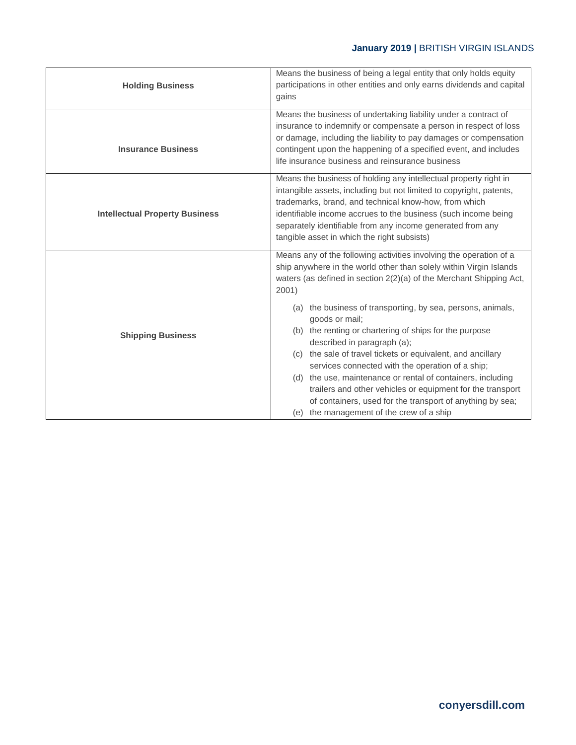| | |
|---|---|
| **Holding Business** | Means the business of being a legal entity that only holds equity participations in other entities and only earns dividends and capital gains |
| **Insurance Business** | Means the business of undertaking liability under a contract of insurance to indemnify or compensate a person in respect of loss or damage, including the liability to pay damages or compensation contingent upon the happening of a specified event, and includes life insurance business and reinsurance business |
| **Intellectual Property Business** | Means the business of holding any intellectual property right in intangible assets, including but not limited to copyright, patents, trademarks, brand, and technical know-how, from which identifiable income accrues to the business (such income being separately identifiable from any income generated from any tangible asset in which the right subsists) |
| **Shipping Business** | Means any of the following activities involving the operation of a ship anywhere in the world other than solely within Virgin Islands waters (as defined in section 2(2)(a) of the Merchant Shipping Act, 2001)<br>(a) the business of transporting, by sea, persons, animals, goods or mail;<br>(b) the renting or chartering of ships for the purpose described in paragraph (a);<br>(c) the sale of travel tickets or equivalent, and ancillary services connected with the operation of a ship;<br>(d) the use, maintenance or rental of containers, including trailers and other vehicles or equipment for the transport of containers, used for the transport of anything by sea;<br>(e) the management of the crew of a ship |